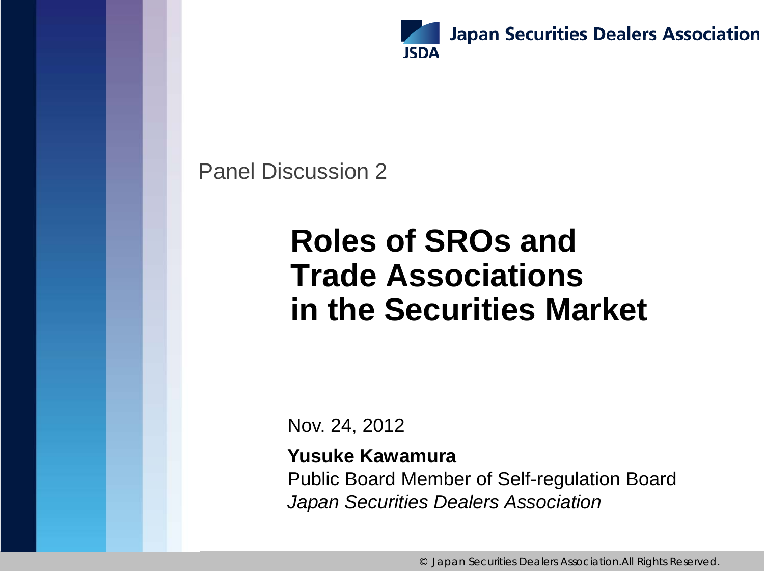Japan Securities Dealers Association

JSDA

Panel Discussion 2

# Roles of SROs and Trade Associations in the Securities Market

Nov. 24, 2012

**Yusuke Kawamura**

Public Board Member of Self-regulation Board

*Japan Securities Dealers Association*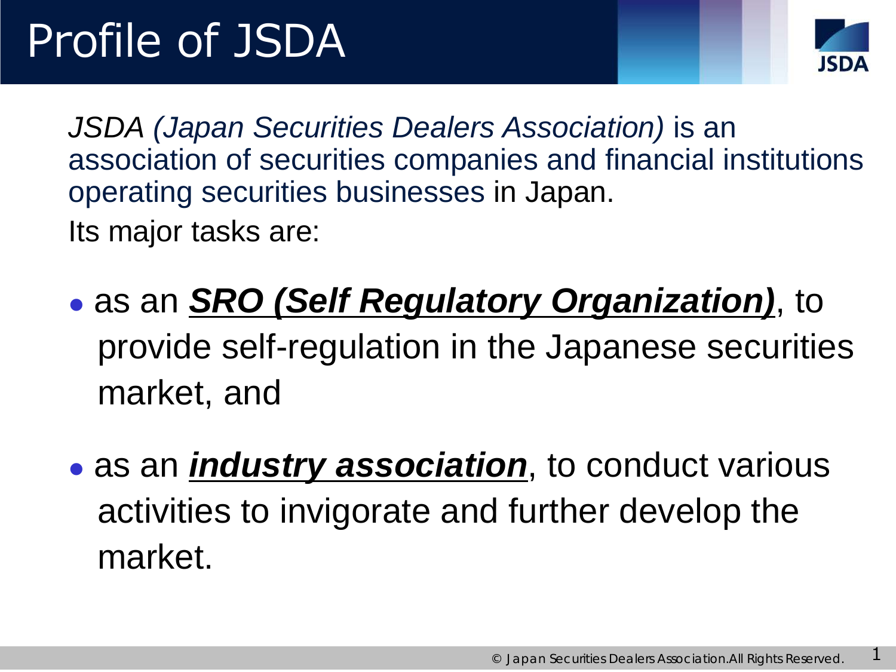# Profile of JSDA

*JSDA (Japan Securities Dealers Association)* is an association of securities companies and financial institutions operating securities businesses in Japan.

Its major tasks are:

- as an ***SRO (Self Regulatory Organization)***, to provide self-regulation in the Japanese securities market, and
- as an ***industry association***, to conduct various activities to invigorate and further develop the market.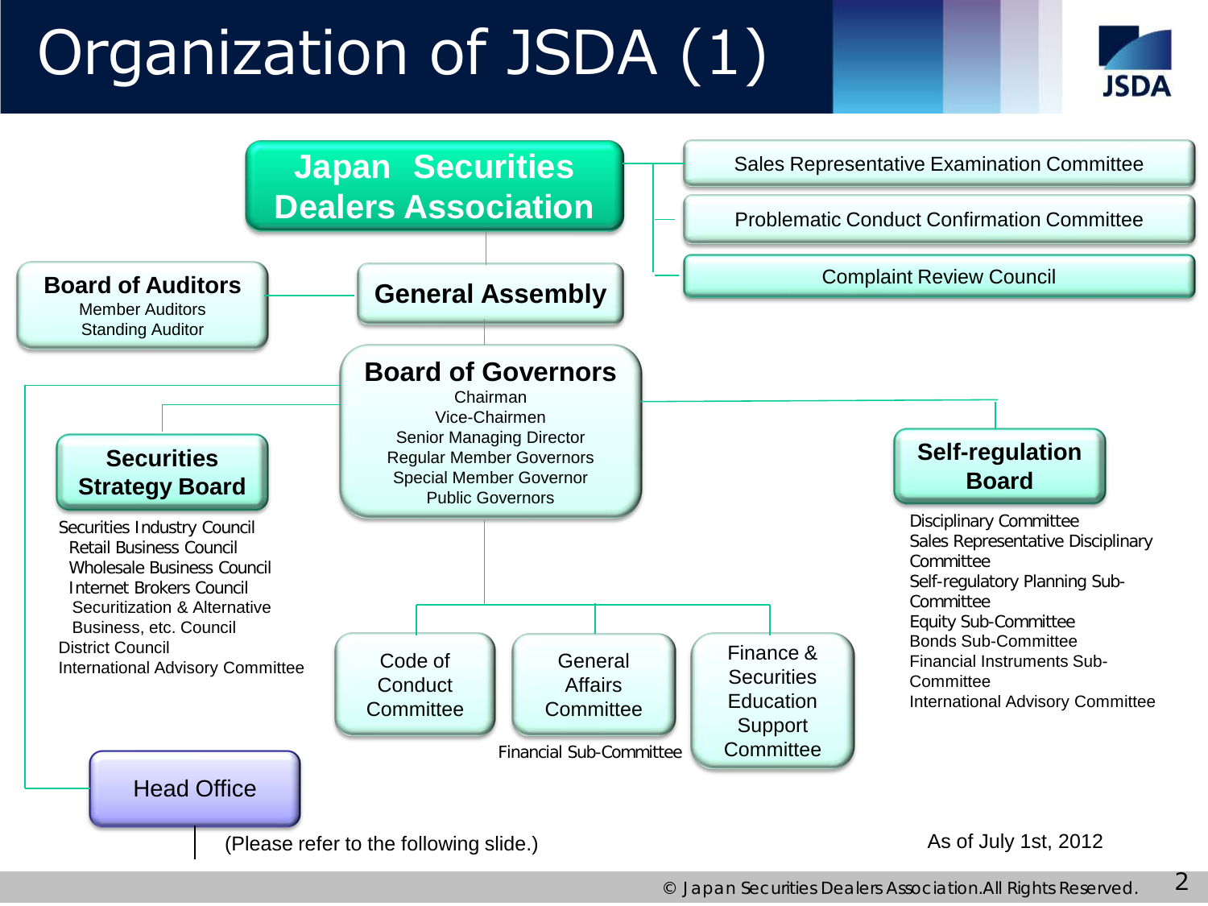# Organization of JSDA (1)

**Japan Securities Dealers Association**

- Sales Representative Examination Committee
- Problematic Conduct Confirmation Committee
- Complaint Review Council

**Board of Auditors**
- Member Auditors
- Standing Auditor

**General Assembly**

**Board of Governors**
- Chairman
- Vice-Chairmen
- Senior Managing Director
- Regular Member Governors
- Special Member Governor
- Public Governors

**Securities Strategy Board**
- Securities Industry Council
  - Retail Business Council
  - Wholesale Business Council
  - Internet Brokers Council
  - Securitization & Alternative Business, etc. Council
- District Council
- International Advisory Committee

**Self-regulation Board**
- Disciplinary Committee
- Sales Representative Disciplinary Committee
- Self-regulatory Planning Sub-Committee
- Equity Sub-Committee
- Bonds Sub-Committee
- Financial Instruments Sub-Committee
- International Advisory Committee

Code of Conduct Committee

General Affairs Committee
- Financial Sub-Committee

Finance & Securities Education Support Committee

Head Office

(Please refer to the following slide.)

As of July 1st, 2012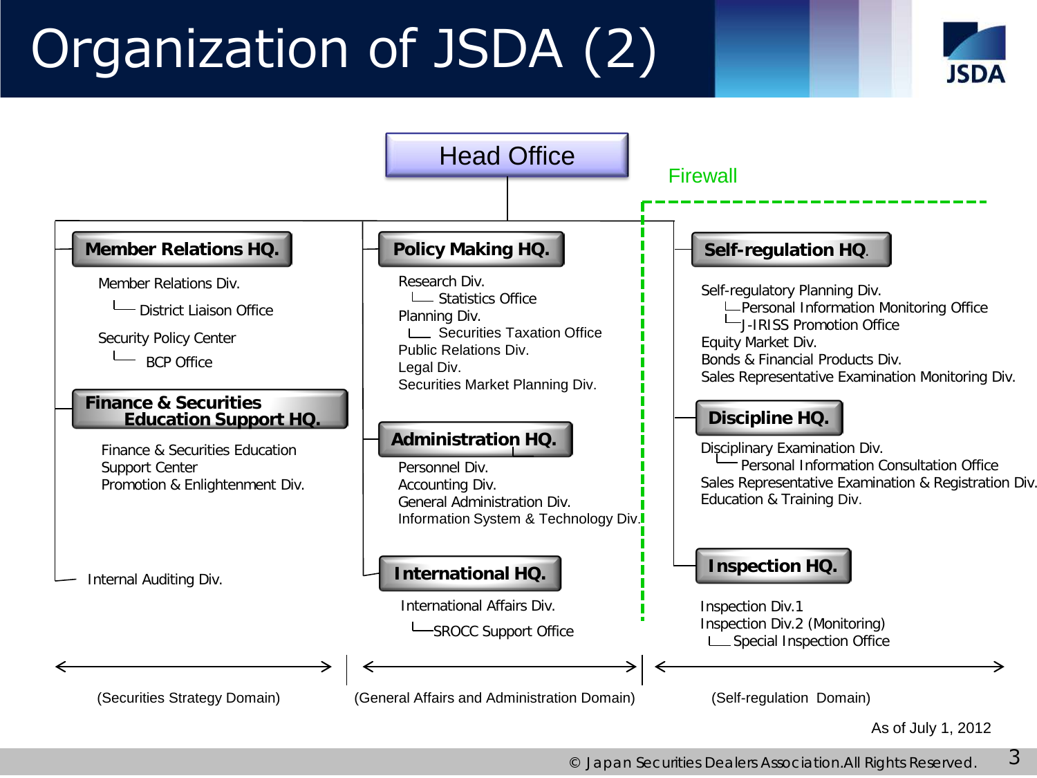# Organization of JSDA (2)

**Head Office**

Firewall

## Securities Strategy Domain

### Member Relations HQ.

- Member Relations Div.
  - District Liaison Office
- Security Policy Center
  - BCP Office

### Finance & Securities Education Support HQ.

- Finance & Securities Education Support Center
- Promotion & Enlightenment Div.

Internal Auditing Div.

## General Affairs and Administration Domain

### Policy Making HQ.

- Research Div.
  - Statistics Office
- Planning Div.
  - Securities Taxation Office
- Public Relations Div.
- Legal Div.
- Securities Market Planning Div.

### Administration HQ.

- Personnel Div.
- Accounting Div.
- General Administration Div.
- Information System & Technology Div.

### International HQ.

- International Affairs Div.
  - SROCC Support Office

## Self-regulation Domain

### Self-regulation HQ.

- Self-regulatory Planning Div.
  - Personal Information Monitoring Office
  - J-IRISS Promotion Office
- Equity Market Div.
- Bonds & Financial Products Div.
- Sales Representative Examination Monitoring Div.

### Discipline HQ.

- Disciplinary Examination Div.
  - Personal Information Consultation Office
- Sales Representative Examination & Registration Div.
- Education & Training Div.

### Inspection HQ.

- Inspection Div.1
- Inspection Div.2 (Monitoring)
  - Special Inspection Office

(Securities Strategy Domain) (General Affairs and Administration Domain) (Self-regulation Domain)

As of July 1, 2012

© Japan Securities Dealers Association.All Rights Reserved.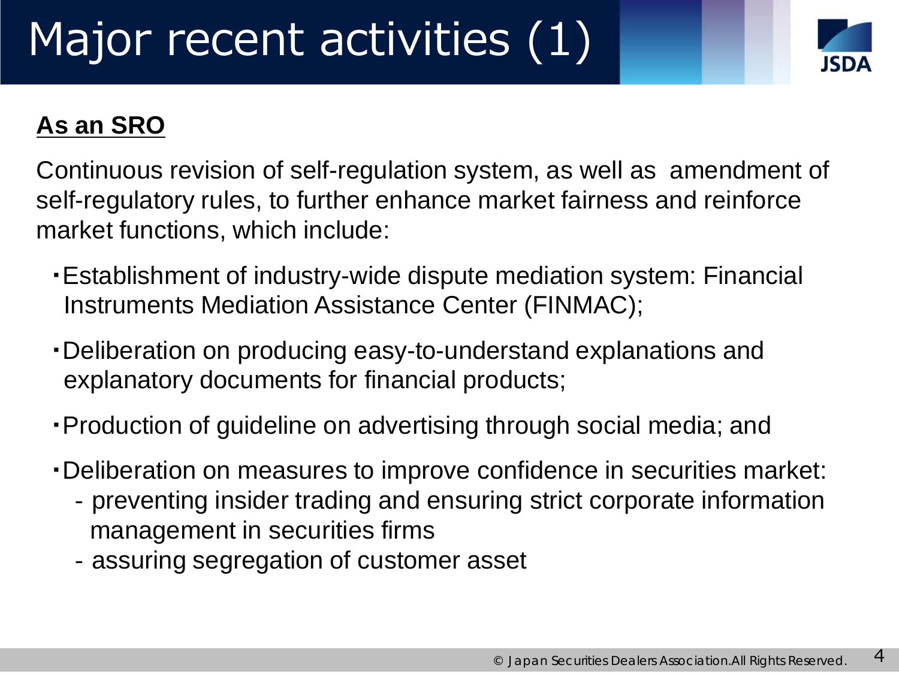# Major recent activities (1)

**As an SRO**

Continuous revision of self-regulation system, as well as amendment of self-regulatory rules, to further enhance market fairness and reinforce market functions, which include:

- Establishment of industry-wide dispute mediation system: Financial Instruments Mediation Assistance Center (FINMAC);
- Deliberation on producing easy-to-understand explanations and explanatory documents for financial products;
- Production of guideline on advertising through social media; and
- Deliberation on measures to improve confidence in securities market:
  - preventing insider trading and ensuring strict corporate information management in securities firms
  - assuring segregation of customer asset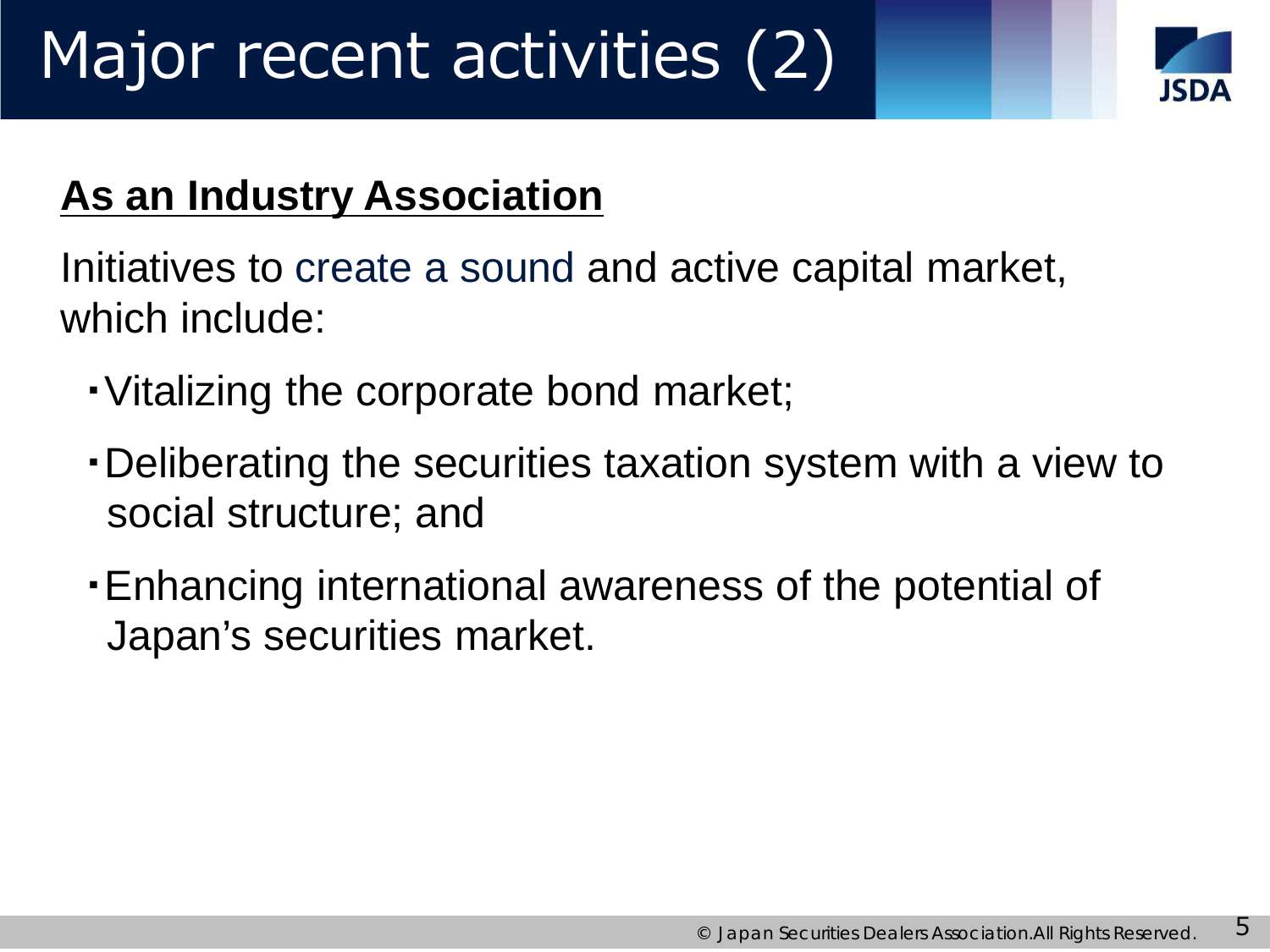# Major recent activities (2)

**As an Industry Association**

Initiatives to create a sound and active capital market, which include:

- Vitalizing the corporate bond market;
- Deliberating the securities taxation system with a view to social structure; and
- Enhancing international awareness of the potential of Japan's securities market.